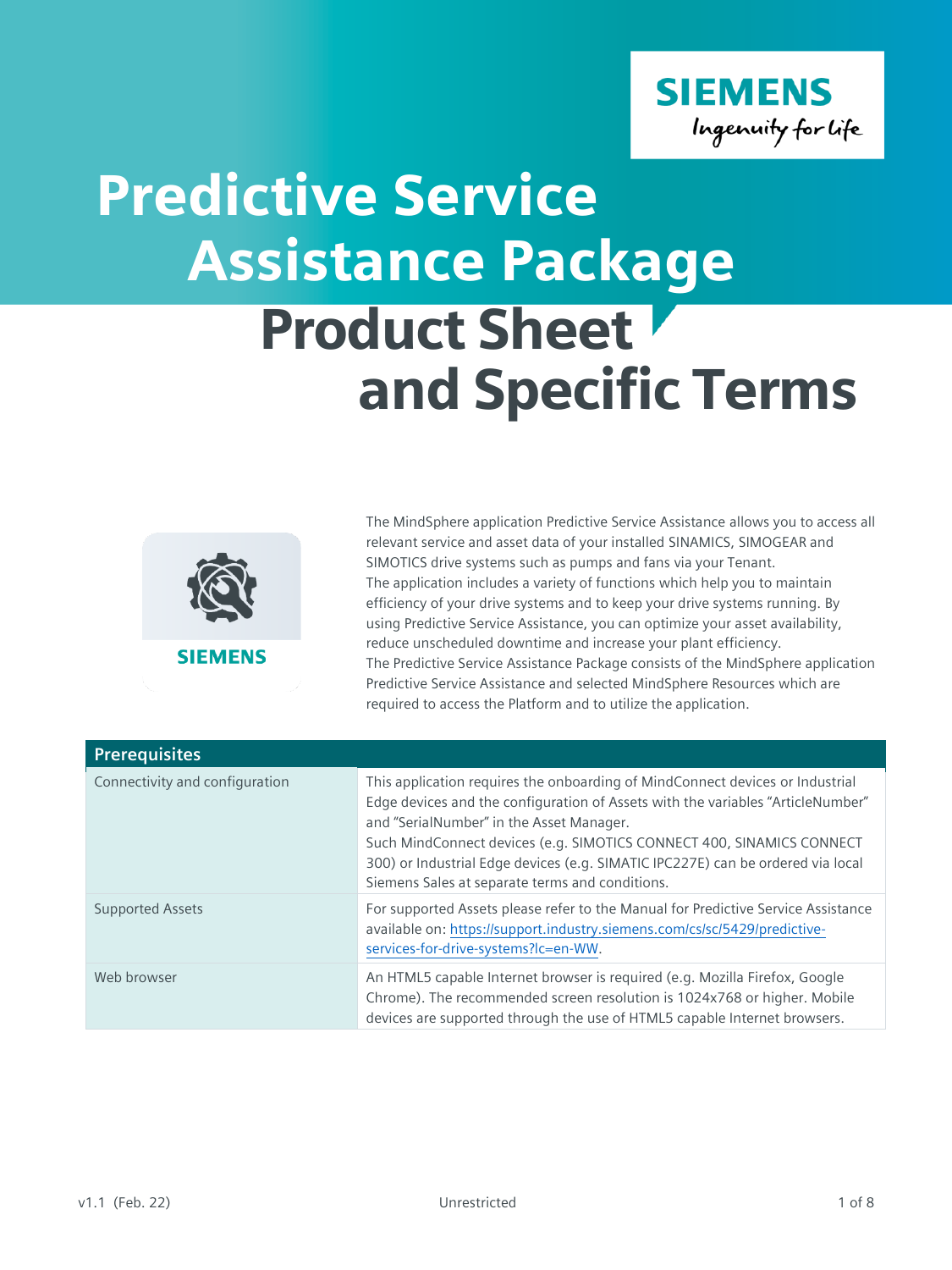# Predictive Service Assistance Package

## Product Sheet and Specific Terms

The MindSphere application Predictive Service Assistance allows you to access all relevant service and asset data of your installed SINAMICS, SIMOGEAR and SIMOTICS drive systems such as pumps and fans via your Tenant.
The application includes a variety of functions which help you to maintain efficiency of your drive systems and to keep your drive systems running. By using Predictive Service Assistance, you can optimize your asset availability, reduce unscheduled downtime and increase your plant efficiency.
The Predictive Service Assistance Package consists of the MindSphere application Predictive Service Assistance and selected MindSphere Resources which are required to access the Platform and to utilize the application.

| Prerequisites | |
|---|---|
| Connectivity and configuration | This application requires the onboarding of MindConnect devices or Industrial Edge devices and the configuration of Assets with the variables "ArticleNumber" and "SerialNumber" in the Asset Manager.<br>Such MindConnect devices (e.g. SIMOTICS CONNECT 400, SINAMICS CONNECT 300) or Industrial Edge devices (e.g. SIMATIC IPC227E) can be ordered via local Siemens Sales at separate terms and conditions. |
| Supported Assets | For supported Assets please refer to the Manual for Predictive Service Assistance available on: https://support.industry.siemens.com/cs/sc/5429/predictive-services-for-drive-systems?lc=en-WW. |
| Web browser | An HTML5 capable Internet browser is required (e.g. Mozilla Firefox, Google Chrome). The recommended screen resolution is 1024x768 or higher. Mobile devices are supported through the use of HTML5 capable Internet browsers. |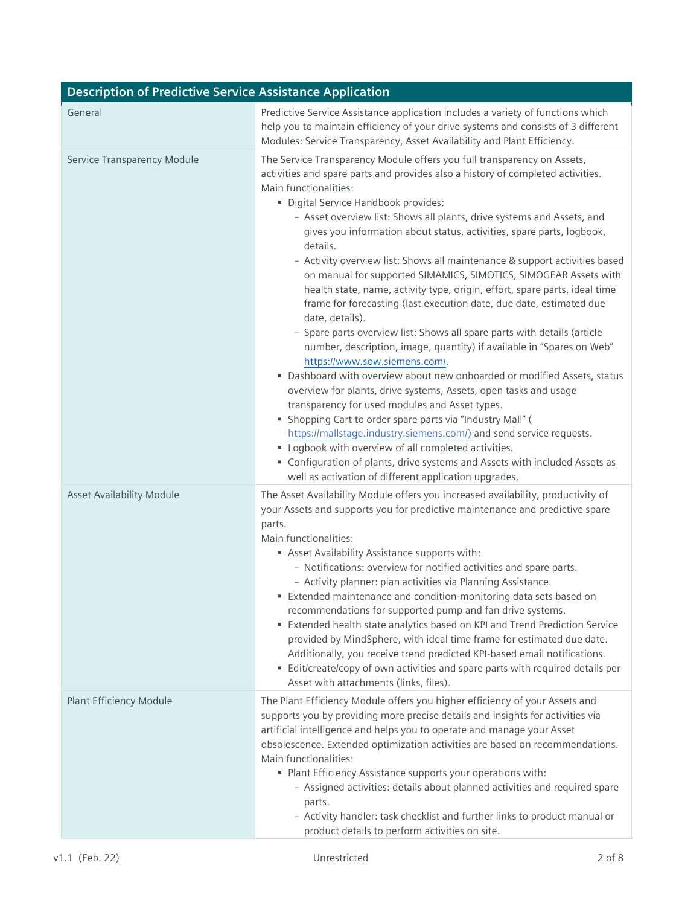| Description of Predictive Service Assistance Application | |
| --- | --- |
| General | Predictive Service Assistance application includes a variety of functions which help you to maintain efficiency of your drive systems and consists of 3 different Modules: Service Transparency, Asset Availability and Plant Efficiency. |
| Service Transparency Module | The Service Transparency Module offers you full transparency on Assets, activities and spare parts and provides also a history of completed activities.<br>Main functionalities:<br>▪ Digital Service Handbook provides:<br>&nbsp;&nbsp;– Asset overview list: Shows all plants, drive systems and Assets, and gives you information about status, activities, spare parts, logbook, details.<br>&nbsp;&nbsp;– Activity overview list: Shows all maintenance & support activities based on manual for supported SIMAMICS, SIMOTICS, SIMOGEAR Assets with health state, name, activity type, origin, effort, spare parts, ideal time frame for forecasting (last execution date, due date, estimated due date, details).<br>&nbsp;&nbsp;– Spare parts overview list: Shows all spare parts with details (article number, description, image, quantity) if available in "Spares on Web" https://www.sow.siemens.com/.<br>▪ Dashboard with overview about new onboarded or modified Assets, status overview for plants, drive systems, Assets, open tasks and usage transparency for used modules and Asset types.<br>▪ Shopping Cart to order spare parts via "Industry Mall" ( https://mallstage.industry.siemens.com/) and send service requests.<br>▪ Logbook with overview of all completed activities.<br>▪ Configuration of plants, drive systems and Assets with included Assets as well as activation of different application upgrades. |
| Asset Availability Module | The Asset Availability Module offers you increased availability, productivity of your Assets and supports you for predictive maintenance and predictive spare parts.<br>Main functionalities:<br>▪ Asset Availability Assistance supports with:<br>&nbsp;&nbsp;– Notifications: overview for notified activities and spare parts.<br>&nbsp;&nbsp;– Activity planner: plan activities via Planning Assistance.<br>▪ Extended maintenance and condition-monitoring data sets based on recommendations for supported pump and fan drive systems.<br>▪ Extended health state analytics based on KPI and Trend Prediction Service provided by MindSphere, with ideal time frame for estimated due date. Additionally, you receive trend predicted KPI-based email notifications.<br>▪ Edit/create/copy of own activities and spare parts with required details per Asset with attachments (links, files). |
| Plant Efficiency Module | The Plant Efficiency Module offers you higher efficiency of your Assets and supports you by providing more precise details and insights for activities via artificial intelligence and helps you to operate and manage your Asset obsolescence. Extended optimization activities are based on recommendations.<br>Main functionalities:<br>▪ Plant Efficiency Assistance supports your operations with:<br>&nbsp;&nbsp;– Assigned activities: details about planned activities and required spare parts.<br>&nbsp;&nbsp;– Activity handler: task checklist and further links to product manual or product details to perform activities on site. |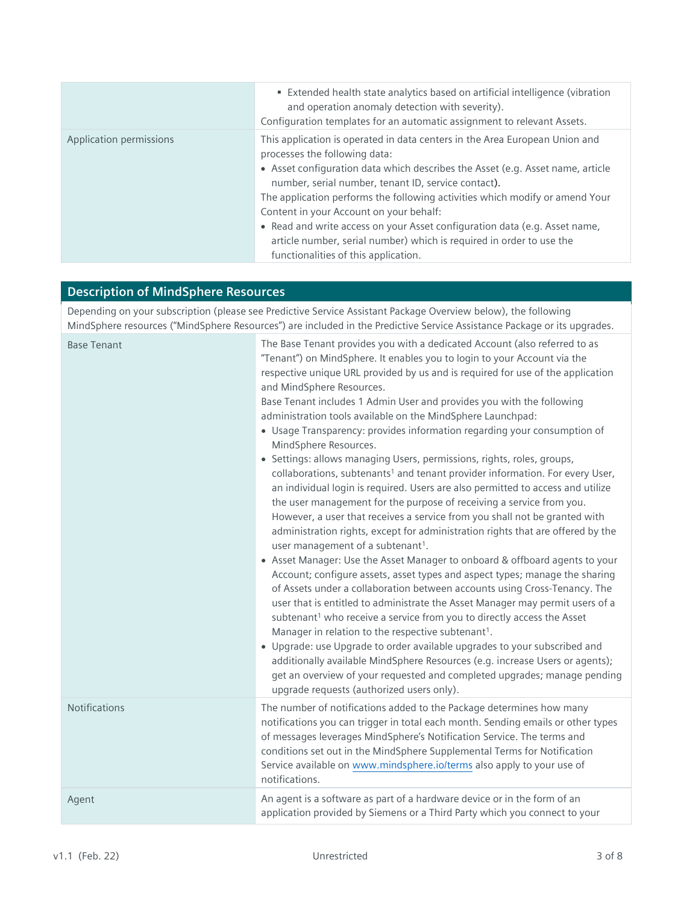| | |
|---|---|
| | ▪ Extended health state analytics based on artificial intelligence (vibration and operation anomaly detection with severity).<br>Configuration templates for an automatic assignment to relevant Assets. |
| Application permissions | This application is operated in data centers in the Area European Union and processes the following data:<br>• Asset configuration data which describes the Asset (e.g. Asset name, article number, serial number, tenant ID, service contact).<br>The application performs the following activities which modify or amend Your Content in your Account on your behalf:<br>• Read and write access on your Asset configuration data (e.g. Asset name, article number, serial number) which is required in order to use the functionalities of this application. |

## Description of MindSphere Resources

Depending on your subscription (please see Predictive Service Assistant Package Overview below), the following MindSphere resources ("MindSphere Resources") are included in the Predictive Service Assistance Package or its upgrades.

| | |
|---|---|
| Base Tenant | The Base Tenant provides you with a dedicated Account (also referred to as "Tenant") on MindSphere. It enables you to login to your Account via the respective unique URL provided by us and is required for use of the application and MindSphere Resources.<br>Base Tenant includes 1 Admin User and provides you with the following administration tools available on the MindSphere Launchpad:<br>• Usage Transparency: provides information regarding your consumption of MindSphere Resources.<br>• Settings: allows managing Users, permissions, rights, roles, groups, collaborations, subtenants[1] and tenant provider information. For every User, an individual login is required. Users are also permitted to access and utilize the user management for the purpose of receiving a service from you. However, a user that receives a service from you shall not be granted with administration rights, except for administration rights that are offered by the user management of a subtenant[1].<br>• Asset Manager: Use the Asset Manager to onboard & offboard agents to your Account; configure assets, asset types and aspect types; manage the sharing of Assets under a collaboration between accounts using Cross-Tenancy. The user that is entitled to administrate the Asset Manager may permit users of a subtenant[1] who receive a service from you to directly access the Asset Manager in relation to the respective subtenant[1].<br>• Upgrade: use Upgrade to order available upgrades to your subscribed and additionally available MindSphere Resources (e.g. increase Users or agents); get an overview of your requested and completed upgrades; manage pending upgrade requests (authorized users only). |
| Notifications | The number of notifications added to the Package determines how many notifications you can trigger in total each month. Sending emails or other types of messages leverages MindSphere's Notification Service. The terms and conditions set out in the MindSphere Supplemental Terms for Notification Service available on [www.mindsphere.io/terms](www.mindsphere.io/terms) also apply to your use of notifications. |
| Agent | An agent is a software as part of a hardware device or in the form of an application provided by Siemens or a Third Party which you connect to your |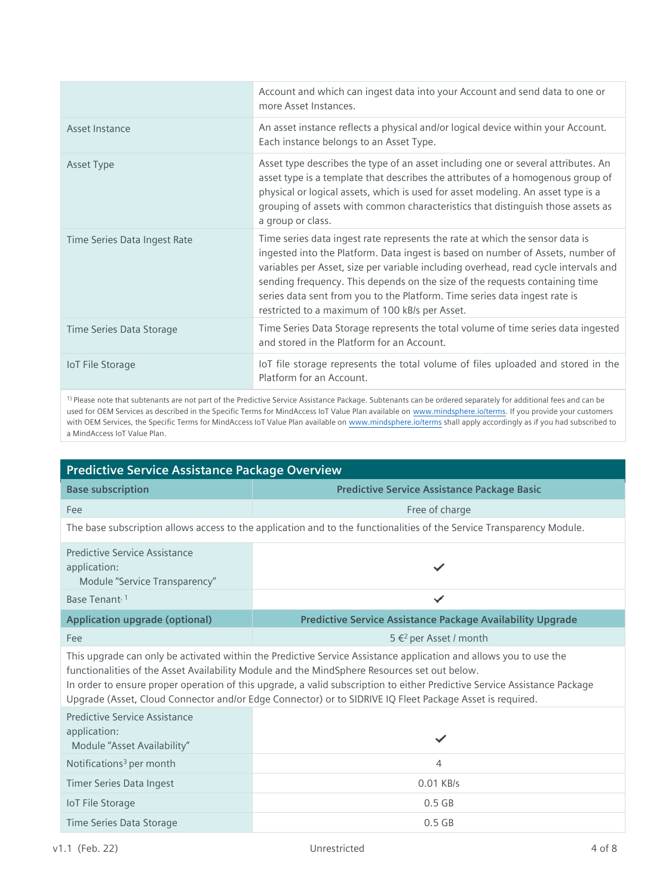| | |
|---|---|
| | Account and which can ingest data into your Account and send data to one or more Asset Instances. |
| Asset Instance | An asset instance reflects a physical and/or logical device within your Account. Each instance belongs to an Asset Type. |
| Asset Type | Asset type describes the type of an asset including one or several attributes. An asset type is a template that describes the attributes of a homogenous group of physical or logical assets, which is used for asset modeling. An asset type is a grouping of assets with common characteristics that distinguish those assets as a group or class. |
| Time Series Data Ingest Rate | Time series data ingest rate represents the rate at which the sensor data is ingested into the Platform. Data ingest is based on number of Assets, number of variables per Asset, size per variable including overhead, read cycle intervals and sending frequency. This depends on the size of the requests containing time series data sent from you to the Platform. Time series data ingest rate is restricted to a maximum of 100 kB/s per Asset. |
| Time Series Data Storage | Time Series Data Storage represents the total volume of time series data ingested and stored in the Platform for an Account. |
| IoT File Storage | IoT file storage represents the total volume of files uploaded and stored in the Platform for an Account. |

[1)] Please note that subtenants are not part of the Predictive Service Assistance Package. Subtenants can be ordered separately for additional fees and can be used for OEM Services as described in the Specific Terms for MindAccess IoT Value Plan available on www.mindsphere.io/terms. If you provide your customers with OEM Services, the Specific Terms for MindAccess IoT Value Plan available on www.mindsphere.io/terms shall apply accordingly as if you had subscribed to a MindAccess IoT Value Plan.

## Predictive Service Assistance Package Overview

| **Base subscription** | **Predictive Service Assistance Package Basic** |
|---|---|
| Fee | Free of charge |
| The base subscription allows access to the application and to the functionalities of the Service Transparency Module. | |
| Predictive Service Assistance application: Module "Service Transparency" | ✓ |
| Base Tenant [1] | ✓ |
| **Application upgrade (optional)** | **Predictive Service Assistance Package Availability Upgrade** |
| Fee | 5 €[2] per Asset / month |
| This upgrade can only be activated within the Predictive Service Assistance application and allows you to use the functionalities of the Asset Availability Module and the MindSphere Resources set out below. In order to ensure proper operation of this upgrade, a valid subscription to either Predictive Service Assistance Package Upgrade (Asset, Cloud Connector and/or Edge Connector) or to SIDRIVE IQ Fleet Package Asset is required. | |
| Predictive Service Assistance application: Module "Asset Availability" | ✓ |
| Notifications[3] per month | 4 |
| Timer Series Data Ingest | 0.01 KB/s |
| IoT File Storage | 0.5 GB |
| Time Series Data Storage | 0.5 GB |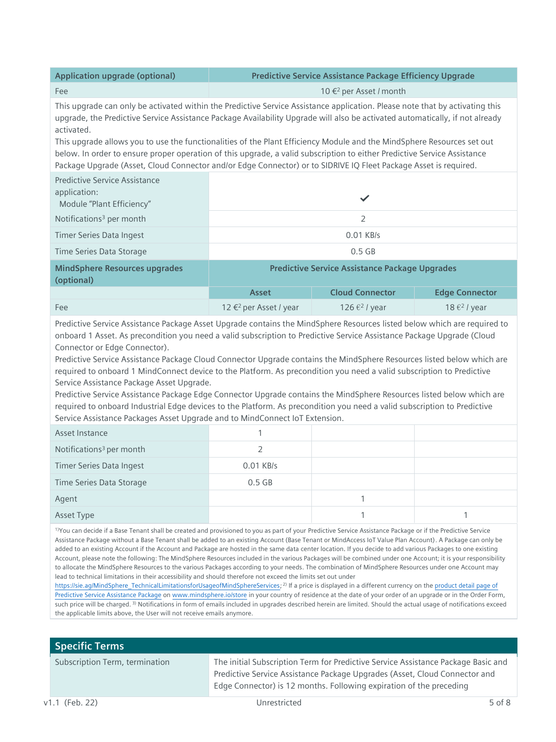| Application upgrade (optional) | Predictive Service Assistance Package Efficiency Upgrade |
|---|---|
| Fee | 10 €[2] per Asset / month |

This upgrade can only be activated within the Predictive Service Assistance application. Please note that by activating this upgrade, the Predictive Service Assistance Package Availability Upgrade will also be activated automatically, if not already activated.
This upgrade allows you to use the functionalities of the Plant Efficiency Module and the MindSphere Resources set out below. In order to ensure proper operation of this upgrade, a valid subscription to either Predictive Service Assistance Package Upgrade (Asset, Cloud Connector and/or Edge Connector) or to SIDRIVE IQ Fleet Package Asset is required.

| | |
|---|---|
| Predictive Service Assistance application: Module "Plant Efficiency" | ✔ |
| Notifications[3] per month | 2 |
| Timer Series Data Ingest | 0.01 KB/s |
| Time Series Data Storage | 0.5 GB |

| MindSphere Resources upgrades (optional) | Predictive Service Assistance Package Upgrades | | |
|---|---|---|---|
| | Asset | Cloud Connector | Edge Connector |
| Fee | 12 €[2] per Asset / year | 126 €[2] / year | 18 €[2] / year |

Predictive Service Assistance Package Asset Upgrade contains the MindSphere Resources listed below which are required to onboard 1 Asset. As precondition you need a valid subscription to Predictive Service Assistance Package Upgrade (Cloud Connector or Edge Connector).
Predictive Service Assistance Package Cloud Connector Upgrade contains the MindSphere Resources listed below which are required to onboard 1 MindConnect device to the Platform. As precondition you need a valid subscription to Predictive Service Assistance Package Asset Upgrade.
Predictive Service Assistance Package Edge Connector Upgrade contains the MindSphere Resources listed below which are required to onboard Industrial Edge devices to the Platform. As precondition you need a valid subscription to Predictive Service Assistance Packages Asset Upgrade and to MindConnect IoT Extension.

| | Asset | Cloud Connector | Edge Connector |
|---|---|---|---|
| Asset Instance | 1 | | |
| Notifications[3] per month | 2 | | |
| Timer Series Data Ingest | 0.01 KB/s | | |
| Time Series Data Storage | 0.5 GB | | |
| Agent | | 1 | |
| Asset Type | | 1 | 1 |

[1]You can decide if a Base Tenant shall be created and provisioned to you as part of your Predictive Service Assistance Package or if the Predictive Service Assistance Package without a Base Tenant shall be added to an existing Account (Base Tenant or MindAccess IoT Value Plan Account). A Package can only be added to an existing Account if the Account and Package are hosted in the same data center location. If you decide to add various Packages to one existing Account, please note the following: The MindSphere Resources included in the various Packages will be combined under one Account; it is your responsibility to allocate the MindSphere Resources to the various Packages according to your needs. The combination of MindSphere Resources under one Account may lead to technical limitations in their accessibility and should therefore not exceed the limits set out under https://sie.ag/MindSphere_TechnicalLimitationsforUsageofMindSphereServices; [2] If a price is displayed in a different currency on the product detail page of Predictive Service Assistance Package on www.mindsphere.io/store in your country of residence at the date of your order of an upgrade or in the Order Form, such price will be charged. [3] Notifications in form of emails included in upgrades described herein are limited. Should the actual usage of notifications exceed the applicable limits above, the User will not receive emails anymore.

## Specific Terms

| | |
|---|---|
| Subscription Term, termination | The initial Subscription Term for Predictive Service Assistance Package Basic and Predictive Service Assistance Package Upgrades (Asset, Cloud Connector and Edge Connector) is 12 months. Following expiration of the preceding |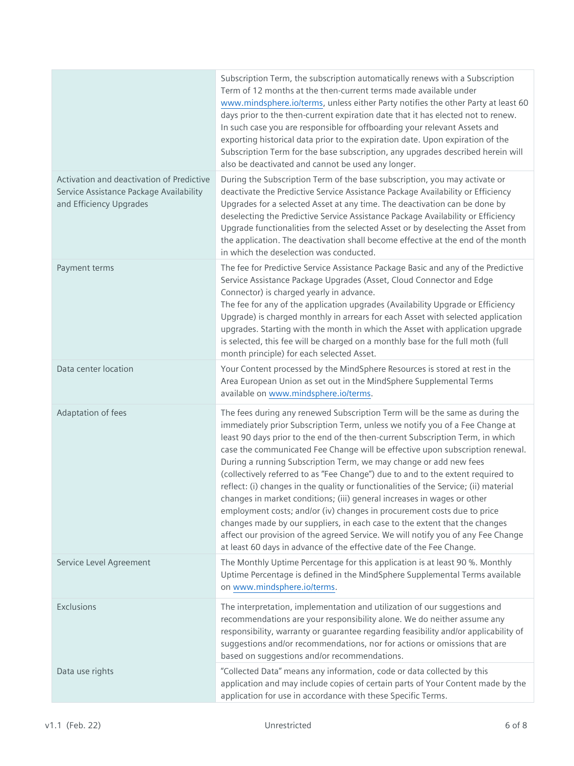| | |
|---|---|
| | Subscription Term, the subscription automatically renews with a Subscription Term of 12 months at the then-current terms made available under www.mindsphere.io/terms, unless either Party notifies the other Party at least 60 days prior to the then-current expiration date that it has elected not to renew. In such case you are responsible for offboarding your relevant Assets and exporting historical data prior to the expiration date. Upon expiration of the Subscription Term for the base subscription, any upgrades described herein will also be deactivated and cannot be used any longer. |
| Activation and deactivation of Predictive Service Assistance Package Availability and Efficiency Upgrades | During the Subscription Term of the base subscription, you may activate or deactivate the Predictive Service Assistance Package Availability or Efficiency Upgrades for a selected Asset at any time. The deactivation can be done by deselecting the Predictive Service Assistance Package Availability or Efficiency Upgrade functionalities from the selected Asset or by deselecting the Asset from the application. The deactivation shall become effective at the end of the month in which the deselection was conducted. |
| Payment terms | The fee for Predictive Service Assistance Package Basic and any of the Predictive Service Assistance Package Upgrades (Asset, Cloud Connector and Edge Connector) is charged yearly in advance.<br>The fee for any of the application upgrades (Availability Upgrade or Efficiency Upgrade) is charged monthly in arrears for each Asset with selected application upgrades. Starting with the month in which the Asset with application upgrade is selected, this fee will be charged on a monthly base for the full moth (full month principle) for each selected Asset. |
| Data center location | Your Content processed by the MindSphere Resources is stored at rest in the Area European Union as set out in the MindSphere Supplemental Terms available on www.mindsphere.io/terms. |
| Adaptation of fees | The fees during any renewed Subscription Term will be the same as during the immediately prior Subscription Term, unless we notify you of a Fee Change at least 90 days prior to the end of the then-current Subscription Term, in which case the communicated Fee Change will be effective upon subscription renewal. During a running Subscription Term, we may change or add new fees (collectively referred to as "Fee Change") due to and to the extent required to reflect: (i) changes in the quality or functionalities of the Service; (ii) material changes in market conditions; (iii) general increases in wages or other employment costs; and/or (iv) changes in procurement costs due to price changes made by our suppliers, in each case to the extent that the changes affect our provision of the agreed Service. We will notify you of any Fee Change at least 60 days in advance of the effective date of the Fee Change. |
| Service Level Agreement | The Monthly Uptime Percentage for this application is at least 90 %. Monthly Uptime Percentage is defined in the MindSphere Supplemental Terms available on www.mindsphere.io/terms. |
| Exclusions | The interpretation, implementation and utilization of our suggestions and recommendations are your responsibility alone. We do neither assume any responsibility, warranty or guarantee regarding feasibility and/or applicability of suggestions and/or recommendations, nor for actions or omissions that are based on suggestions and/or recommendations. |
| Data use rights | "Collected Data" means any information, code or data collected by this application and may include copies of certain parts of Your Content made by the application for use in accordance with these Specific Terms. |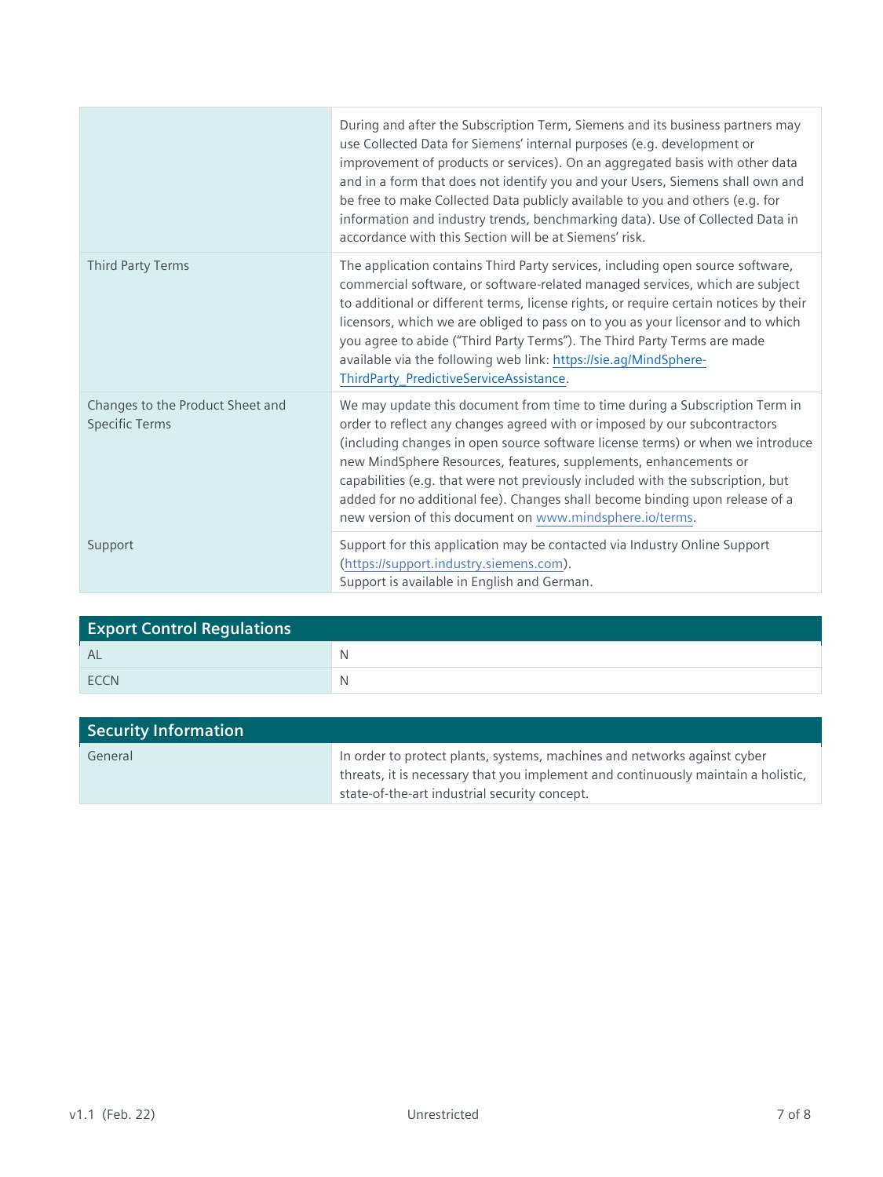| | |
|---|---|
| | During and after the Subscription Term, Siemens and its business partners may use Collected Data for Siemens' internal purposes (e.g. development or improvement of products or services). On an aggregated basis with other data and in a form that does not identify you and your Users, Siemens shall own and be free to make Collected Data publicly available to you and others (e.g. for information and industry trends, benchmarking data). Use of Collected Data in accordance with this Section will be at Siemens' risk. |
| Third Party Terms | The application contains Third Party services, including open source software, commercial software, or software-related managed services, which are subject to additional or different terms, license rights, or require certain notices by their licensors, which we are obliged to pass on to you as your licensor and to which you agree to abide ("Third Party Terms"). The Third Party Terms are made available via the following web link: [https://sie.ag/MindSphere-ThirdParty_PredictiveServiceAssistance](https://sie.ag/MindSphere-ThirdParty_PredictiveServiceAssistance). |
| Changes to the Product Sheet and Specific Terms | We may update this document from time to time during a Subscription Term in order to reflect any changes agreed with or imposed by our subcontractors (including changes in open source software license terms) or when we introduce new MindSphere Resources, features, supplements, enhancements or capabilities (e.g. that were not previously included with the subscription, but added for no additional fee). Changes shall become binding upon release of a new version of this document on [www.mindsphere.io/terms](http://www.mindsphere.io/terms). |
| Support | Support for this application may be contacted via Industry Online Support ([https://support.industry.siemens.com](https://support.industry.siemens.com)).<br>Support is available in English and German. |

| Export Control Regulations | |
|---|---|
| AL | N |
| ECCN | N |

| Security Information | |
|---|---|
| General | In order to protect plants, systems, machines and networks against cyber threats, it is necessary that you implement and continuously maintain a holistic, state-of-the-art industrial security concept. |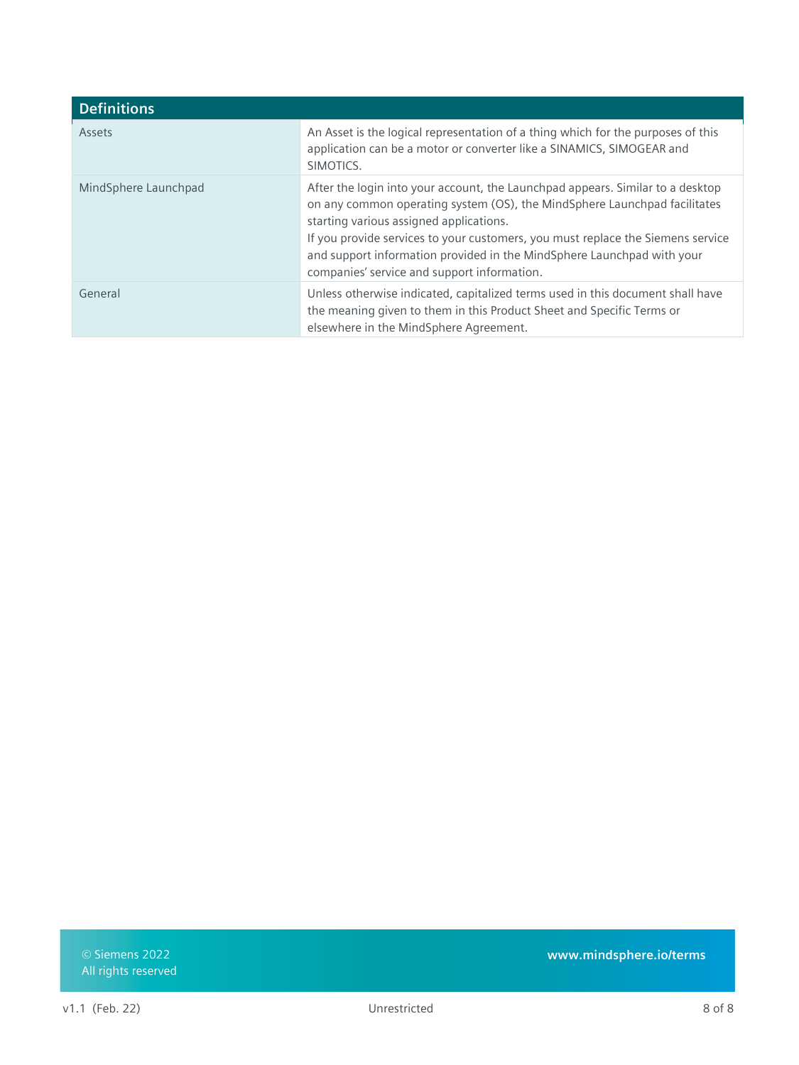| Definitions | |
|---|---|
| Assets | An Asset is the logical representation of a thing which for the purposes of this application can be a motor or converter like a SINAMICS, SIMOGEAR and SIMOTICS. |
| MindSphere Launchpad | After the login into your account, the Launchpad appears. Similar to a desktop on any common operating system (OS), the MindSphere Launchpad facilitates starting various assigned applications.<br>If you provide services to your customers, you must replace the Siemens service and support information provided in the MindSphere Launchpad with your companies' service and support information. |
| General | Unless otherwise indicated, capitalized terms used in this document shall have the meaning given to them in this Product Sheet and Specific Terms or elsewhere in the MindSphere Agreement. |

© Siemens 2022
All rights reserved

www.mindsphere.io/terms

v1.1 (Feb. 22)

Unrestricted